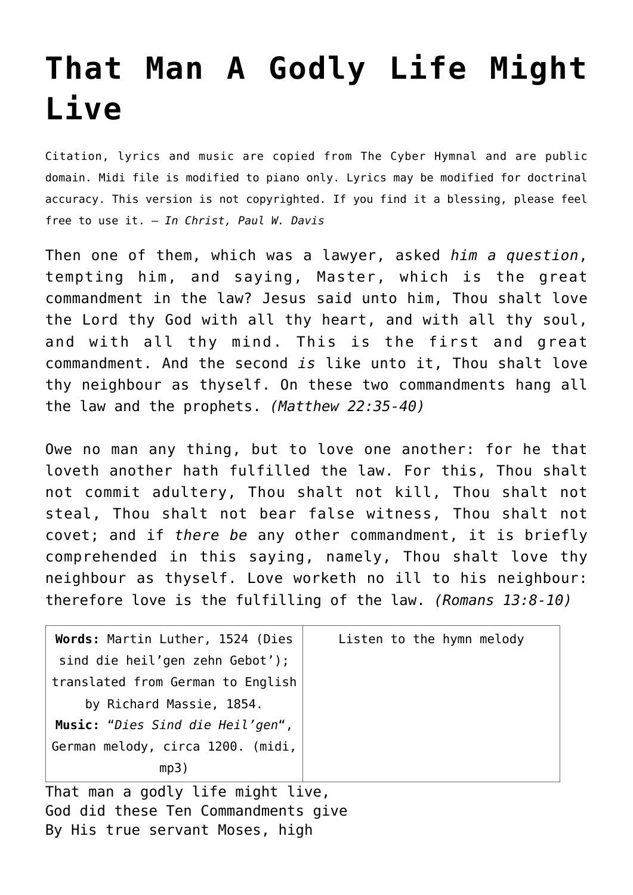# That Man A Godly Life Might Live

Citation, lyrics and music are copied from The Cyber Hymnal and are public domain. Midi file is modified to piano only. Lyrics may be modified for doctrinal accuracy. This version is not copyrighted. If you find it a blessing, please feel free to use it. – *In Christ, Paul W. Davis*

Then one of them, which was a lawyer, asked *him a question*, tempting him, and saying, Master, which is the great commandment in the law? Jesus said unto him, Thou shalt love the Lord thy God with all thy heart, and with all thy soul, and with all thy mind. This is the first and great commandment. And the second *is* like unto it, Thou shalt love thy neighbour as thyself. On these two commandments hang all the law and the prophets. *(Matthew 22:35-40)*

Owe no man any thing, but to love one another: for he that loveth another hath fulfilled the law. For this, Thou shalt not commit adultery, Thou shalt not kill, Thou shalt not steal, Thou shalt not bear false witness, Thou shalt not covet; and if *there be* any other commandment, it is briefly comprehended in this saying, namely, Thou shalt love thy neighbour as thyself. Love worketh no ill to his neighbour: therefore love is the fulfilling of the law. *(Romans 13:8-10)*

| **Words:** Martin Luther, 1524 (Dies sind die heil'gen zehn Gebot'); translated from German to English by Richard Massie, 1854. **Music:** "*Dies Sind die Heil'gen*", German melody, circa 1200. (midi, mp3) | Listen to the hymn melody |
|---|---|

That man a godly life might live,
God did these Ten Commandments give
By His true servant Moses, high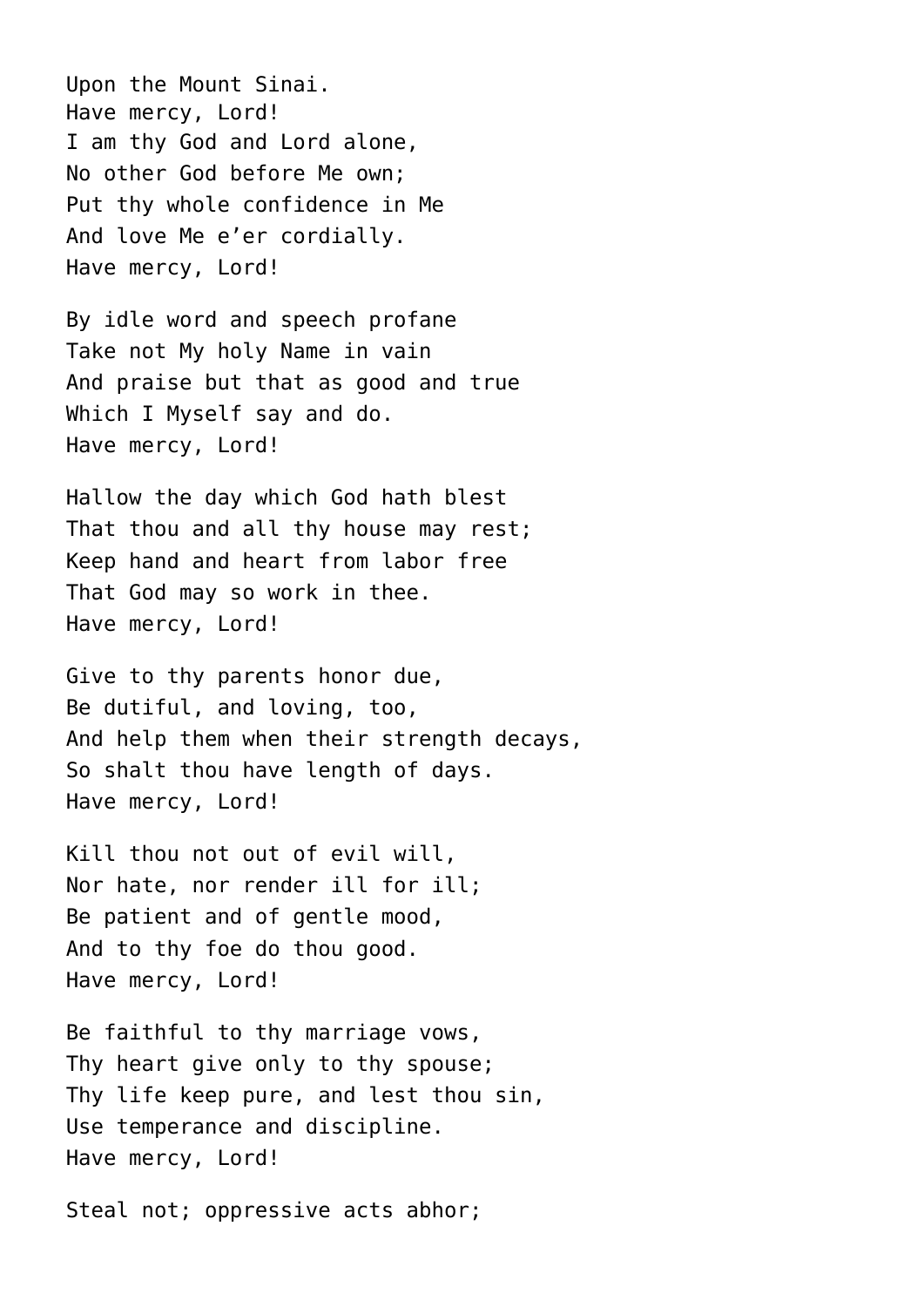Upon the Mount Sinai.
Have mercy, Lord!
I am thy God and Lord alone,
No other God before Me own;
Put thy whole confidence in Me
And love Me e’er cordially.
Have mercy, Lord!

By idle word and speech profane
Take not My holy Name in vain
And praise but that as good and true
Which I Myself say and do.
Have mercy, Lord!

Hallow the day which God hath blest
That thou and all thy house may rest;
Keep hand and heart from labor free
That God may so work in thee.
Have mercy, Lord!

Give to thy parents honor due,
Be dutiful, and loving, too,
And help them when their strength decays,
So shalt thou have length of days.
Have mercy, Lord!

Kill thou not out of evil will,
Nor hate, nor render ill for ill;
Be patient and of gentle mood,
And to thy foe do thou good.
Have mercy, Lord!

Be faithful to thy marriage vows,
Thy heart give only to thy spouse;
Thy life keep pure, and lest thou sin,
Use temperance and discipline.
Have mercy, Lord!

Steal not; oppressive acts abhor;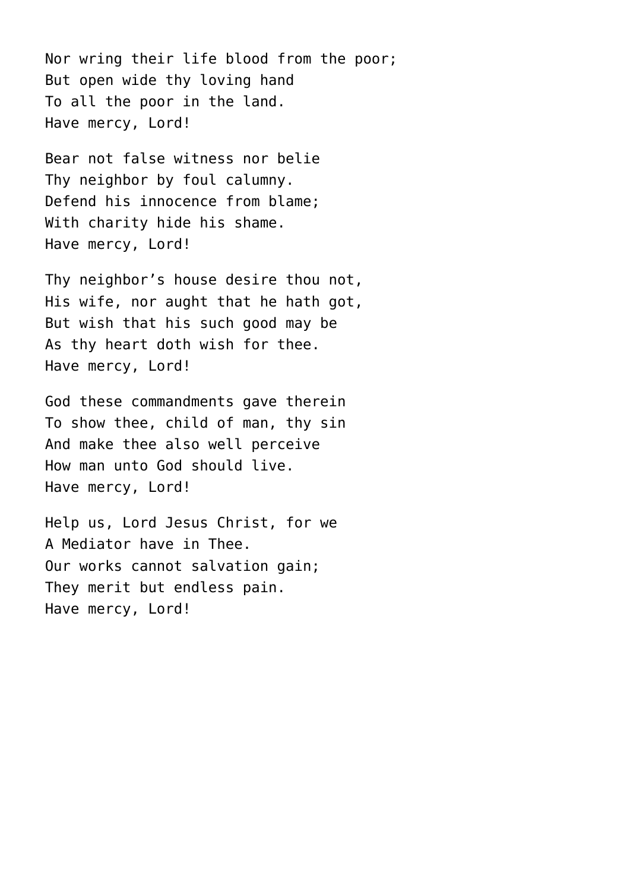Nor wring their life blood from the poor;
But open wide thy loving hand
To all the poor in the land.
Have mercy, Lord!

Bear not false witness nor belie
Thy neighbor by foul calumny.
Defend his innocence from blame;
With charity hide his shame.
Have mercy, Lord!

Thy neighbor's house desire thou not,
His wife, nor aught that he hath got,
But wish that his such good may be
As thy heart doth wish for thee.
Have mercy, Lord!

God these commandments gave therein
To show thee, child of man, thy sin
And make thee also well perceive
How man unto God should live.
Have mercy, Lord!

Help us, Lord Jesus Christ, for we
A Mediator have in Thee.
Our works cannot salvation gain;
They merit but endless pain.
Have mercy, Lord!